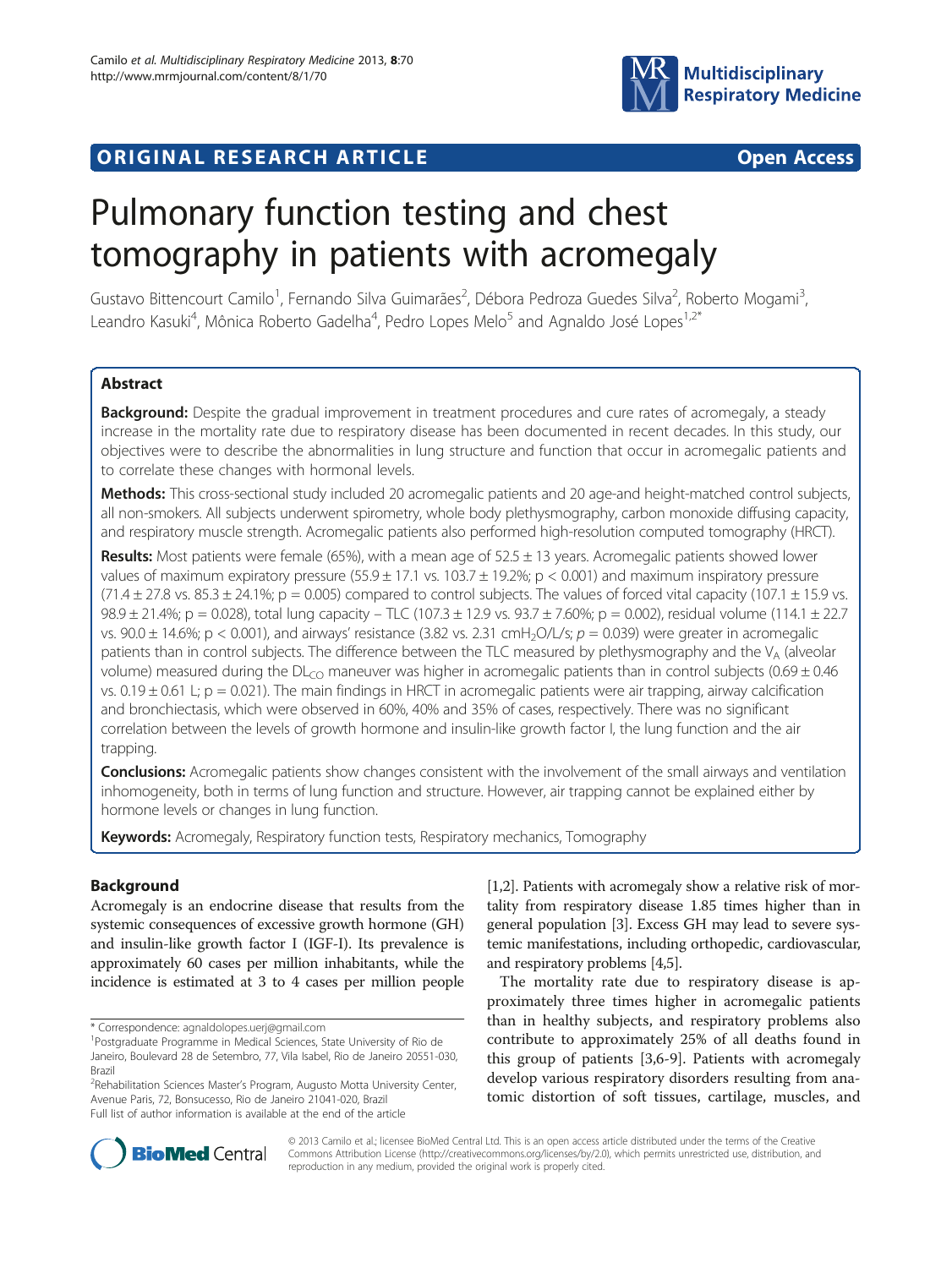ORIGINAL RESEARCH ARTICLE Open Access

# Pulmonary function testing and chest tomography in patients with acromegaly

Gustavo Bittencourt Camilo[1], Fernando Silva Guimarães[2], Débora Pedroza Guedes Silva[2], Roberto Mogami[3], Leandro Kasuki[4], Mônica Roberto Gadelha[4], Pedro Lopes Melo[5] and Agnaldo José Lopes[1,2*]

## Abstract

**Background:** Despite the gradual improvement in treatment procedures and cure rates of acromegaly, a steady increase in the mortality rate due to respiratory disease has been documented in recent decades. In this study, our objectives were to describe the abnormalities in lung structure and function that occur in acromegalic patients and to correlate these changes with hormonal levels.

**Methods:** This cross-sectional study included 20 acromegalic patients and 20 age-and height-matched control subjects, all non-smokers. All subjects underwent spirometry, whole body plethysmography, carbon monoxide diffusing capacity, and respiratory muscle strength. Acromegalic patients also performed high-resolution computed tomography (HRCT).

**Results:** Most patients were female (65%), with a mean age of 52.5 ± 13 years. Acromegalic patients showed lower values of maximum expiratory pressure (55.9 ± 17.1 vs. 103.7 ± 19.2%; $p < 0.001$) and maximum inspiratory pressure (71.4 ± 27.8 vs. 85.3 ± 24.1%; $p = 0.005$) compared to control subjects. The values of forced vital capacity (107.1 ± 15.9 vs. 98.9 ± 21.4%; $p = 0.028$), total lung capacity – TLC (107.3 ± 12.9 vs. 93.7 ± 7.60%; $p = 0.002$), residual volume (114.1 ± 22.7 vs. 90.0 ± 14.6%; $p < 0.001$), and airways' resistance (3.82 vs. 2.31 $cmH_2O/L/s$; $p = 0.039$) were greater in acromegalic patients than in control subjects. The difference between the TLC measured by plethysmography and the $V_A$ (alveolar volume) measured during the $DL_{CO}$ maneuver was higher in acromegalic patients than in control subjects (0.69 ± 0.46 vs. 0.19 ± 0.61 L; $p = 0.021$). The main findings in HRCT in acromegalic patients were air trapping, airway calcification and bronchiectasis, which were observed in 60%, 40% and 35% of cases, respectively. There was no significant correlation between the levels of growth hormone and insulin-like growth factor I, the lung function and the air trapping.

**Conclusions:** Acromegalic patients show changes consistent with the involvement of the small airways and ventilation inhomogeneity, both in terms of lung function and structure. However, air trapping cannot be explained either by hormone levels or changes in lung function.

**Keywords:** Acromegaly, Respiratory function tests, Respiratory mechanics, Tomography

## Background

Acromegaly is an endocrine disease that results from the systemic consequences of excessive growth hormone (GH) and insulin-like growth factor I (IGF-I). Its prevalence is approximately 60 cases per million inhabitants, while the incidence is estimated at 3 to 4 cases per million people [1,2]. Patients with acromegaly show a relative risk of mortality from respiratory disease 1.85 times higher than in general population [3]. Excess GH may lead to severe systemic manifestations, including orthopedic, cardiovascular, and respiratory problems [4,5].

The mortality rate due to respiratory disease is approximately three times higher in acromegalic patients than in healthy subjects, and respiratory problems also contribute to approximately 25% of all deaths found in this group of patients [3,6-9]. Patients with acromegaly develop various respiratory disorders resulting from anatomic distortion of soft tissues, cartilage, muscles, and

\* Correspondence: agnaldolopes.uerj@gmail.com
[1]Postgraduate Programme in Medical Sciences, State University of Rio de Janeiro, Boulevard 28 de Setembro, 77, Vila Isabel, Rio de Janeiro 20551-030, Brazil
[2]Rehabilitation Sciences Master's Program, Augusto Motta University Center, Avenue Paris, 72, Bonsucesso, Rio de Janeiro 21041-020, Brazil
Full list of author information is available at the end of the article

© 2013 Camilo et al.; licensee BioMed Central Ltd. This is an open access article distributed under the terms of the Creative Commons Attribution License (http://creativecommons.org/licenses/by/2.0), which permits unrestricted use, distribution, and reproduction in any medium, provided the original work is properly cited.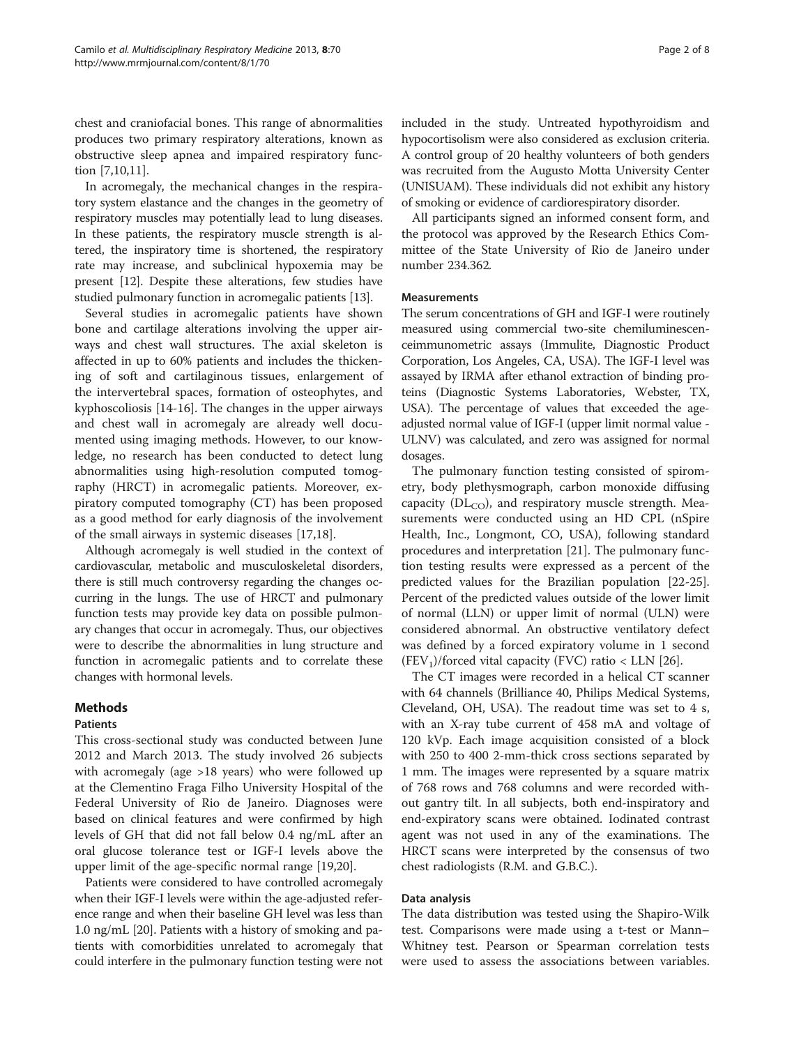chest and craniofacial bones. This range of abnormalities produces two primary respiratory alterations, known as obstructive sleep apnea and impaired respiratory function [7,10,11].

In acromegaly, the mechanical changes in the respiratory system elastance and the changes in the geometry of respiratory muscles may potentially lead to lung diseases. In these patients, the respiratory muscle strength is altered, the inspiratory time is shortened, the respiratory rate may increase, and subclinical hypoxemia may be present [12]. Despite these alterations, few studies have studied pulmonary function in acromegalic patients [13].

Several studies in acromegalic patients have shown bone and cartilage alterations involving the upper airways and chest wall structures. The axial skeleton is affected in up to 60% patients and includes the thickening of soft and cartilaginous tissues, enlargement of the intervertebral spaces, formation of osteophytes, and kyphoscoliosis [14-16]. The changes in the upper airways and chest wall in acromegaly are already well documented using imaging methods. However, to our knowledge, no research has been conducted to detect lung abnormalities using high-resolution computed tomography (HRCT) in acromegalic patients. Moreover, expiratory computed tomography (CT) has been proposed as a good method for early diagnosis of the involvement of the small airways in systemic diseases [17,18].

Although acromegaly is well studied in the context of cardiovascular, metabolic and musculoskeletal disorders, there is still much controversy regarding the changes occurring in the lungs. The use of HRCT and pulmonary function tests may provide key data on possible pulmonary changes that occur in acromegaly. Thus, our objectives were to describe the abnormalities in lung structure and function in acromegalic patients and to correlate these changes with hormonal levels.

## Methods

### Patients

This cross-sectional study was conducted between June 2012 and March 2013. The study involved 26 subjects with acromegaly (age >18 years) who were followed up at the Clementino Fraga Filho University Hospital of the Federal University of Rio de Janeiro. Diagnoses were based on clinical features and were confirmed by high levels of GH that did not fall below 0.4 ng/mL after an oral glucose tolerance test or IGF-I levels above the upper limit of the age-specific normal range [19,20].

Patients were considered to have controlled acromegaly when their IGF-I levels were within the age-adjusted reference range and when their baseline GH level was less than 1.0 ng/mL [20]. Patients with a history of smoking and patients with comorbidities unrelated to acromegaly that could interfere in the pulmonary function testing were not included in the study. Untreated hypothyroidism and hypocortisolism were also considered as exclusion criteria. A control group of 20 healthy volunteers of both genders was recruited from the Augusto Motta University Center (UNISUAM). These individuals did not exhibit any history of smoking or evidence of cardiorespiratory disorder.

All participants signed an informed consent form, and the protocol was approved by the Research Ethics Committee of the State University of Rio de Janeiro under number 234.362.

### Measurements

The serum concentrations of GH and IGF-I were routinely measured using commercial two-site chemiluminescenceimmunometric assays (Immulite, Diagnostic Product Corporation, Los Angeles, CA, USA). The IGF-I level was assayed by IRMA after ethanol extraction of binding proteins (Diagnostic Systems Laboratories, Webster, TX, USA). The percentage of values that exceeded the age-adjusted normal value of IGF-I (upper limit normal value - ULNV) was calculated, and zero was assigned for normal dosages.

The pulmonary function testing consisted of spirometry, body plethysmograph, carbon monoxide diffusing capacity ($DL_{CO}$), and respiratory muscle strength. Measurements were conducted using an HD CPL (nSpire Health, Inc., Longmont, CO, USA), following standard procedures and interpretation [21]. The pulmonary function testing results were expressed as a percent of the predicted values for the Brazilian population [22-25]. Percent of the predicted values outside of the lower limit of normal (LLN) or upper limit of normal (ULN) were considered abnormal. An obstructive ventilatory defect was defined by a forced expiratory volume in 1 second ($FEV_1$)/forced vital capacity (FVC) ratio < LLN [26].

The CT images were recorded in a helical CT scanner with 64 channels (Brilliance 40, Philips Medical Systems, Cleveland, OH, USA). The readout time was set to 4 s, with an X-ray tube current of 458 mA and voltage of 120 kVp. Each image acquisition consisted of a block with 250 to 400 2-mm-thick cross sections separated by 1 mm. The images were represented by a square matrix of 768 rows and 768 columns and were recorded without gantry tilt. In all subjects, both end-inspiratory and end-expiratory scans were obtained. Iodinated contrast agent was not used in any of the examinations. The HRCT scans were interpreted by the consensus of two chest radiologists (R.M. and G.B.C.).

### Data analysis

The data distribution was tested using the Shapiro-Wilk test. Comparisons were made using a t-test or Mann–Whitney test. Pearson or Spearman correlation tests were used to assess the associations between variables.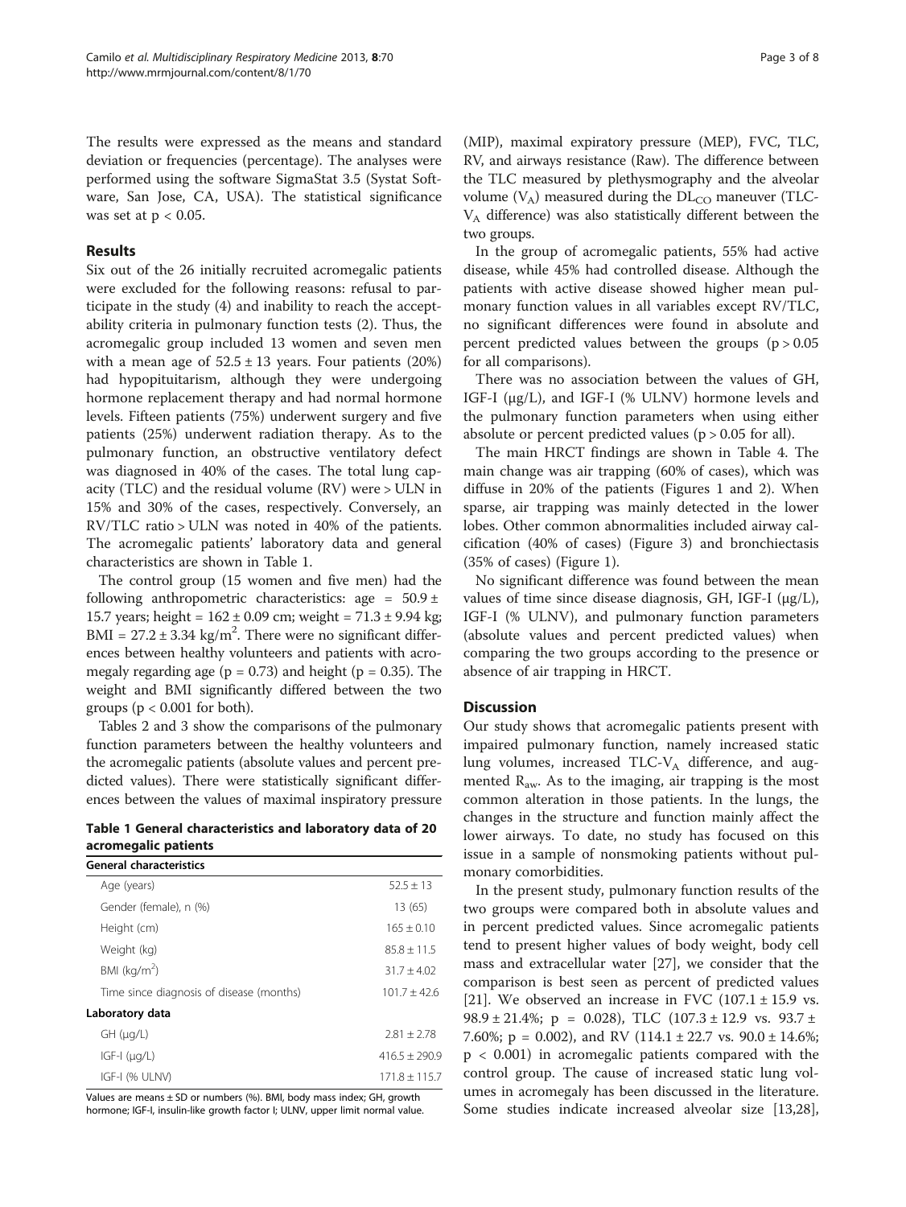The results were expressed as the means and standard deviation or frequencies (percentage). The analyses were performed using the software SigmaStat 3.5 (Systat Software, San Jose, CA, USA). The statistical significance was set at $p < 0.05$.

## Results

Six out of the 26 initially recruited acromegalic patients were excluded for the following reasons: refusal to participate in the study (4) and inability to reach the acceptability criteria in pulmonary function tests (2). Thus, the acromegalic group included 13 women and seven men with a mean age of 52.5 ± 13 years. Four patients (20%) had hypopituitarism, although they were undergoing hormone replacement therapy and had normal hormone levels. Fifteen patients (75%) underwent surgery and five patients (25%) underwent radiation therapy. As to the pulmonary function, an obstructive ventilatory defect was diagnosed in 40% of the cases. The total lung capacity (TLC) and the residual volume (RV) were > ULN in 15% and 30% of the cases, respectively. Conversely, an RV/TLC ratio > ULN was noted in 40% of the patients. The acromegalic patients' laboratory data and general characteristics are shown in Table 1.

The control group (15 women and five men) had the following anthropometric characteristics: age = 50.9 ± 15.7 years; height = 162 ± 0.09 cm; weight = 71.3 ± 9.94 kg; BMI = 27.2 ± 3.34 kg/m$^2$. There were no significant differences between healthy volunteers and patients with acromegaly regarding age ($p = 0.73$) and height ($p = 0.35$). The weight and BMI significantly differed between the two groups ($p < 0.001$ for both).

Tables 2 and 3 show the comparisons of the pulmonary function parameters between the healthy volunteers and the acromegalic patients (absolute values and percent predicted values). There were statistically significant differences between the values of maximal inspiratory pressure (MIP), maximal expiratory pressure (MEP), FVC, TLC, RV, and airways resistance (Raw). The difference between the TLC measured by plethysmography and the alveolar volume ($V_A$) measured during the $DL_{CO}$ maneuver (TLC-$V_A$ difference) was also statistically different between the two groups.

**Table 1 General characteristics and laboratory data of 20 acromegalic patients**

| General characteristics | |
|---|---|
| Age (years) | 52.5 ± 13 |
| Gender (female), n (%) | 13 (65) |
| Height (cm) | 165 ± 0.10 |
| Weight (kg) | 85.8 ± 11.5 |
| BMI (kg/m$^2$) | 31.7 ± 4.02 |
| Time since diagnosis of disease (months) | 101.7 ± 42.6 |
| **Laboratory data** | |
| GH (μg/L) | 2.81 ± 2.78 |
| IGF-I (μg/L) | 416.5 ± 290.9 |
| IGF-I (% ULNV) | 171.8 ± 115.7 |

Values are means ± SD or numbers (%). BMI, body mass index; GH, growth hormone; IGF-I, insulin-like growth factor I; ULNV, upper limit normal value.

In the group of acromegalic patients, 55% had active disease, while 45% had controlled disease. Although the patients with active disease showed higher mean pulmonary function values in all variables except RV/TLC, no significant differences were found in absolute and percent predicted values between the groups ($p > 0.05$ for all comparisons).

There was no association between the values of GH, IGF-I (μg/L), and IGF-I (% ULNV) hormone levels and the pulmonary function parameters when using either absolute or percent predicted values ($p > 0.05$ for all).

The main HRCT findings are shown in Table 4. The main change was air trapping (60% of cases), which was diffuse in 20% of the patients (Figures 1 and 2). When sparse, air trapping was mainly detected in the lower lobes. Other common abnormalities included airway calcification (40% of cases) (Figure 3) and bronchiectasis (35% of cases) (Figure 1).

No significant difference was found between the mean values of time since disease diagnosis, GH, IGF-I (μg/L), IGF-I (% ULNV), and pulmonary function parameters (absolute values and percent predicted values) when comparing the two groups according to the presence or absence of air trapping in HRCT.

## Discussion

Our study shows that acromegalic patients present with impaired pulmonary function, namely increased static lung volumes, increased TLC-$V_A$ difference, and augmented $R_{aw}$. As to the imaging, air trapping is the most common alteration in those patients. In the lungs, the changes in the structure and function mainly affect the lower airways. To date, no study has focused on this issue in a sample of nonsmoking patients without pulmonary comorbidities.

In the present study, pulmonary function results of the two groups were compared both in absolute values and in percent predicted values. Since acromegalic patients tend to present higher values of body weight, body cell mass and extracellular water [27], we consider that the comparison is best seen as percent of predicted values [21]. We observed an increase in FVC (107.1 ± 15.9 vs. 98.9 ± 21.4%; $p = 0.028$), TLC (107.3 ± 12.9 vs. 93.7 ± 7.60%; $p = 0.002$), and RV (114.1 ± 22.7 vs. 90.0 ± 14.6%; $p < 0.001$) in acromegalic patients compared with the control group. The cause of increased static lung volumes in acromegaly has been discussed in the literature. Some studies indicate increased alveolar size [13,28],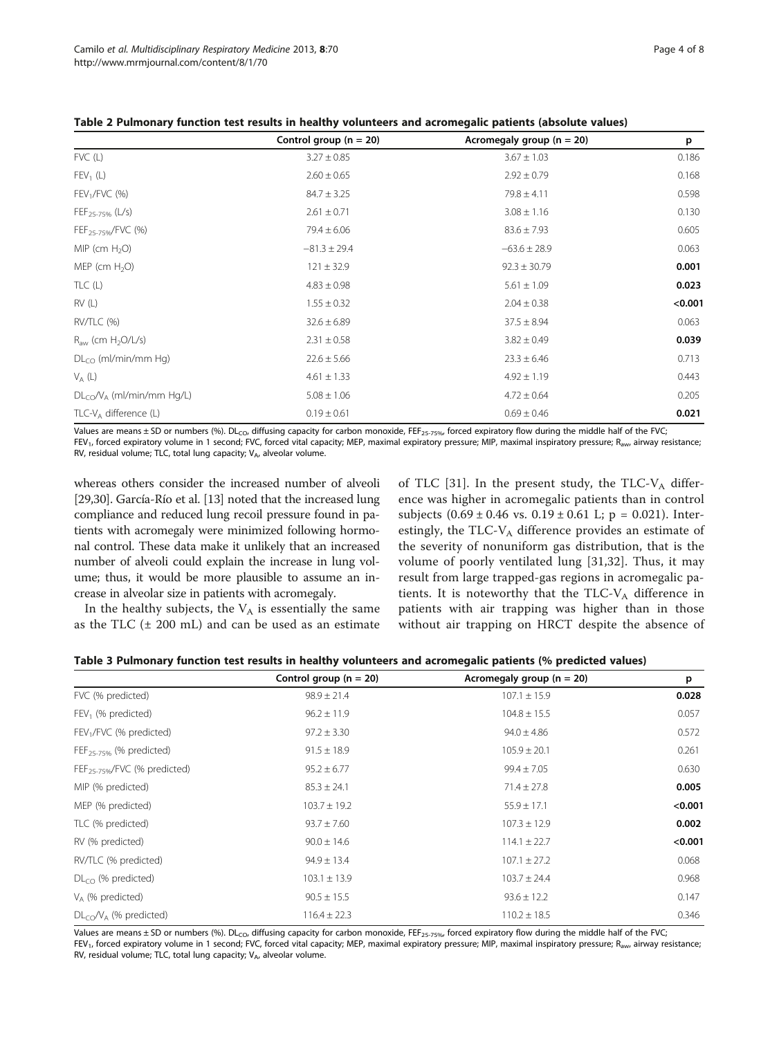**Table 2 Pulmonary function test results in healthy volunteers and acromegalic patients (absolute values)**

| | Control group (n = 20) | Acromegaly group (n = 20) | p |
|---|---|---|---|
| FVC (L) | 3.27 ± 0.85 | 3.67 ± 1.03 | 0.186 |
| $FEV_1$ (L) | 2.60 ± 0.65 | 2.92 ± 0.79 | 0.168 |
| $FEV_1$/FVC (%) | 84.7 ± 3.25 | 79.8 ± 4.11 | 0.598 |
| $FEF_{25-75\%}$ (L/s) | 2.61 ± 0.71 | 3.08 ± 1.16 | 0.130 |
| $FEF_{25-75\%}$/FVC (%) | 79.4 ± 6.06 | 83.6 ± 7.93 | 0.605 |
| MIP (cm $H_2O$) | −81.3 ± 29.4 | −63.6 ± 28.9 | 0.063 |
| MEP (cm $H_2O$) | 121 ± 32.9 | 92.3 ± 30.79 | **0.001** |
| TLC (L) | 4.83 ± 0.98 | 5.61 ± 1.09 | **0.023** |
| RV (L) | 1.55 ± 0.32 | 2.04 ± 0.38 | **<0.001** |
| RV/TLC (%) | 32.6 ± 6.89 | 37.5 ± 8.94 | 0.063 |
| $R_{aw}$ (cm $H_2O$/L/s) | 2.31 ± 0.58 | 3.82 ± 0.49 | **0.039** |
| $DL_{CO}$ (ml/min/mm Hg) | 22.6 ± 5.66 | 23.3 ± 6.46 | 0.713 |
| $V_A$ (L) | 4.61 ± 1.33 | 4.92 ± 1.19 | 0.443 |
| $DL_{CO}/V_A$ (ml/min/mm Hg/L) | 5.08 ± 1.06 | 4.72 ± 0.64 | 0.205 |
| TLC-$V_A$ difference (L) | 0.19 ± 0.61 | 0.69 ± 0.46 | **0.021** |

Values are means ± SD or numbers (%). $DL_{CO}$, diffusing capacity for carbon monoxide, $FEF_{25-75\%}$, forced expiratory flow during the middle half of the FVC; $FEV_1$, forced expiratory volume in 1 second; FVC, forced vital capacity; MEP, maximal expiratory pressure; MIP, maximal inspiratory pressure; $R_{aw}$, airway resistance; RV, residual volume; TLC, total lung capacity; $V_A$, alveolar volume.

whereas others consider the increased number of alveoli [29,30]. García-Río et al. [13] noted that the increased lung compliance and reduced lung recoil pressure found in patients with acromegaly were minimized following hormonal control. These data make it unlikely that an increased number of alveoli could explain the increase in lung volume; thus, it would be more plausible to assume an increase in alveolar size in patients with acromegaly.

In the healthy subjects, the $V_A$ is essentially the same as the TLC (± 200 mL) and can be used as an estimate of TLC [31]. In the present study, the TLC-$V_A$ difference was higher in acromegalic patients than in control subjects (0.69 ± 0.46 vs. 0.19 ± 0.61 L; p = 0.021). Interestingly, the TLC-$V_A$ difference provides an estimate of the severity of nonuniform gas distribution, that is the volume of poorly ventilated lung [31,32]. Thus, it may result from large trapped-gas regions in acromegalic patients. It is noteworthy that the TLC-$V_A$ difference in patients with air trapping was higher than in those without air trapping on HRCT despite the absence of

**Table 3 Pulmonary function test results in healthy volunteers and acromegalic patients (% predicted values)**

| | Control group (n = 20) | Acromegaly group (n = 20) | p |
|---|---|---|---|
| FVC (% predicted) | 98.9 ± 21.4 | 107.1 ± 15.9 | **0.028** |
| $FEV_1$ (% predicted) | 96.2 ± 11.9 | 104.8 ± 15.5 | 0.057 |
| $FEV_1$/FVC (% predicted) | 97.2 ± 3.30 | 94.0 ± 4.86 | 0.572 |
| $FEF_{25-75\%}$ (% predicted) | 91.5 ± 18.9 | 105.9 ± 20.1 | 0.261 |
| $FEF_{25-75\%}$/FVC (% predicted) | 95.2 ± 6.77 | 99.4 ± 7.05 | 0.630 |
| MIP (% predicted) | 85.3 ± 24.1 | 71.4 ± 27.8 | **0.005** |
| MEP (% predicted) | 103.7 ± 19.2 | 55.9 ± 17.1 | **<0.001** |
| TLC (% predicted) | 93.7 ± 7.60 | 107.3 ± 12.9 | **0.002** |
| RV (% predicted) | 90.0 ± 14.6 | 114.1 ± 22.7 | **<0.001** |
| RV/TLC (% predicted) | 94.9 ± 13.4 | 107.1 ± 27.2 | 0.068 |
| $DL_{CO}$ (% predicted) | 103.1 ± 13.9 | 103.7 ± 24.4 | 0.968 |
| $V_A$ (% predicted) | 90.5 ± 15.5 | 93.6 ± 12.2 | 0.147 |
| $DL_{CO}/V_A$ (% predicted) | 116.4 ± 22.3 | 110.2 ± 18.5 | 0.346 |

Values are means ± SD or numbers (%). $DL_{CO}$, diffusing capacity for carbon monoxide, $FEF_{25-75\%}$, forced expiratory flow during the middle half of the FVC; $FEV_1$, forced expiratory volume in 1 second; FVC, forced vital capacity; MEP, maximal expiratory pressure; MIP, maximal inspiratory pressure; $R_{aw}$, airway resistance; RV, residual volume; TLC, total lung capacity; $V_A$, alveolar volume.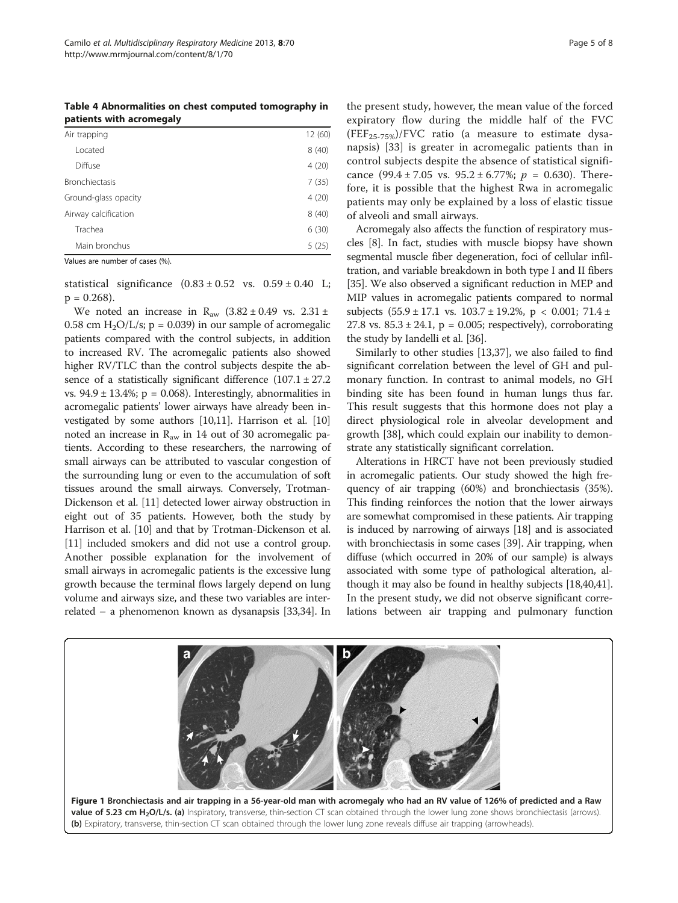**Table 4 Abnormalities on chest computed tomography in patients with acromegaly**

| | |
|---|---|
| Air trapping | 12 (60) |
| Located | 8 (40) |
| Diffuse | 4 (20) |
| Bronchiectasis | 7 (35) |
| Ground-glass opacity | 4 (20) |
| Airway calcification | 8 (40) |
| Trachea | 6 (30) |
| Main bronchus | 5 (25) |

Values are number of cases (%).

statistical significance (0.83 ± 0.52 vs. 0.59 ± 0.40 L; p = 0.268).

We noted an increase in $R_{aw}$ (3.82 ± 0.49 vs. 2.31 ± 0.58 cm $H_2O$/L/s; p = 0.039) in our sample of acromegalic patients compared with the control subjects, in addition to increased RV. The acromegalic patients also showed higher RV/TLC than the control subjects despite the absence of a statistically significant difference (107.1 ± 27.2 vs. 94.9 ± 13.4%; p = 0.068). Interestingly, abnormalities in acromegalic patients' lower airways have already been investigated by some authors [10,11]. Harrison et al. [10] noted an increase in $R_{aw}$ in 14 out of 30 acromegalic patients. According to these researchers, the narrowing of small airways can be attributed to vascular congestion of the surrounding lung or even to the accumulation of soft tissues around the small airways. Conversely, Trotman-Dickenson et al. [11] detected lower airway obstruction in eight out of 35 patients. However, both the study by Harrison et al. [10] and that by Trotman-Dickenson et al. [11] included smokers and did not use a control group. Another possible explanation for the involvement of small airways in acromegalic patients is the excessive lung growth because the terminal flows largely depend on lung volume and airways size, and these two variables are interrelated – a phenomenon known as dysanapsis [33,34]. In the present study, however, the mean value of the forced expiratory flow during the middle half of the FVC ($FEF_{25-75\%}$)/FVC ratio (a measure to estimate dysanapsis) [33] is greater in acromegalic patients than in control subjects despite the absence of statistical significance (99.4 ± 7.05 vs. 95.2 ± 6.77%; *p* = 0.630). Therefore, it is possible that the highest Rwa in acromegalic patients may only be explained by a loss of elastic tissue of alveoli and small airways.

Acromegaly also affects the function of respiratory muscles [8]. In fact, studies with muscle biopsy have shown segmental muscle fiber degeneration, foci of cellular infiltration, and variable breakdown in both type I and II fibers [35]. We also observed a significant reduction in MEP and MIP values in acromegalic patients compared to normal subjects (55.9 ± 17.1 vs. 103.7 ± 19.2%, p < 0.001; 71.4 ± 27.8 vs. 85.3 ± 24.1, p = 0.005; respectively), corroborating the study by Iandelli et al. [36].

Similarly to other studies [13,37], we also failed to find significant correlation between the level of GH and pulmonary function. In contrast to animal models, no GH binding site has been found in human lungs thus far. This result suggests that this hormone does not play a direct physiological role in alveolar development and growth [38], which could explain our inability to demonstrate any statistically significant correlation.

Alterations in HRCT have not been previously studied in acromegalic patients. Our study showed the high frequency of air trapping (60%) and bronchiectasis (35%). This finding reinforces the notion that the lower airways are somewhat compromised in these patients. Air trapping is induced by narrowing of airways [18] and is associated with bronchiectasis in some cases [39]. Air trapping, when diffuse (which occurred in 20% of our sample) is always associated with some type of pathological alteration, although it may also be found in healthy subjects [18,40,41]. In the present study, we did not observe significant correlations between air trapping and pulmonary function

**Figure 1 Bronchiectasis and air trapping in a 56-year-old man with acromegaly who had an RV value of 126% of predicted and a Raw value of 5.23 cm $H_2O$/L/s. (a)** Inspiratory, transverse, thin-section CT scan obtained through the lower lung zone shows bronchiectasis (arrows). **(b)** Expiratory, transverse, thin-section CT scan obtained through the lower lung zone reveals diffuse air trapping (arrowheads).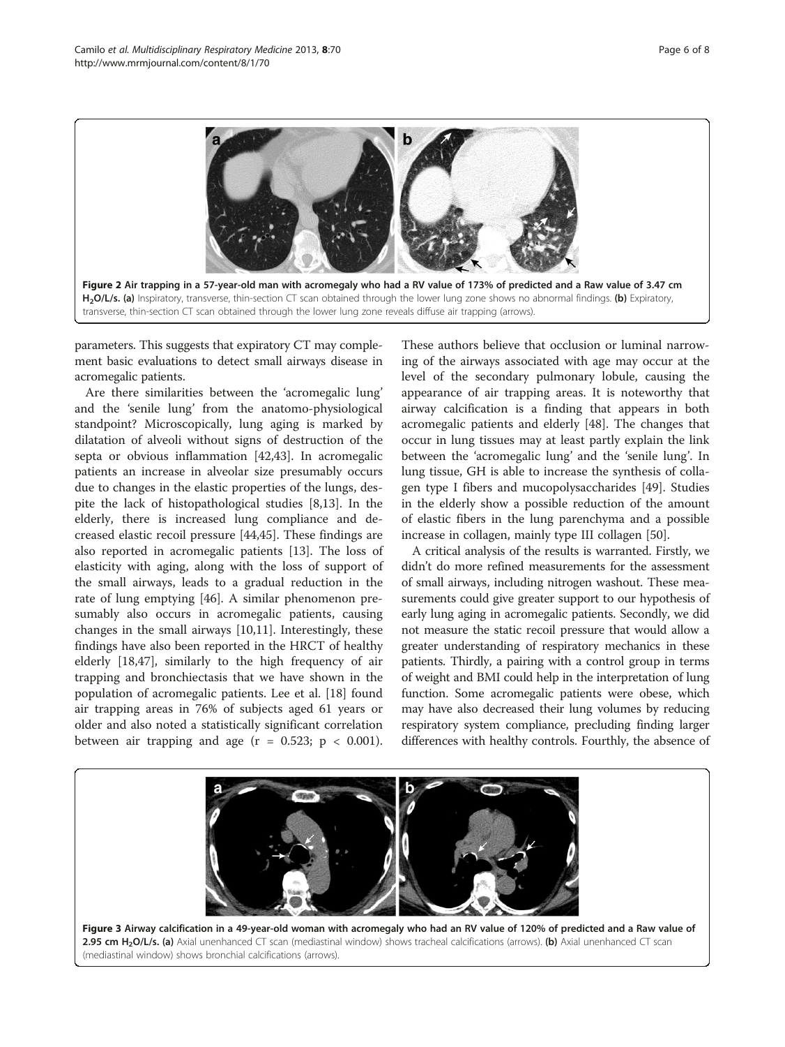**Figure 2 Air trapping in a 57-year-old man with acromegaly who had a RV value of 173% of predicted and a Raw value of 3.47 cm $H_2O$/L/s.** **(a)** Inspiratory, transverse, thin-section CT scan obtained through the lower lung zone shows no abnormal findings. **(b)** Expiratory, transverse, thin-section CT scan obtained through the lower lung zone reveals diffuse air trapping (arrows).

parameters. This suggests that expiratory CT may complement basic evaluations to detect small airways disease in acromegalic patients.

Are there similarities between the 'acromegalic lung' and the 'senile lung' from the anatomo-physiological standpoint? Microscopically, lung aging is marked by dilatation of alveoli without signs of destruction of the septa or obvious inflammation [42,43]. In acromegalic patients an increase in alveolar size presumably occurs due to changes in the elastic properties of the lungs, despite the lack of histopathological studies [8,13]. In the elderly, there is increased lung compliance and decreased elastic recoil pressure [44,45]. These findings are also reported in acromegalic patients [13]. The loss of elasticity with aging, along with the loss of support of the small airways, leads to a gradual reduction in the rate of lung emptying [46]. A similar phenomenon presumably also occurs in acromegalic patients, causing changes in the small airways [10,11]. Interestingly, these findings have also been reported in the HRCT of healthy elderly [18,47], similarly to the high frequency of air trapping and bronchiectasis that we have shown in the population of acromegalic patients. Lee et al. [18] found air trapping areas in 76% of subjects aged 61 years or older and also noted a statistically significant correlation between air trapping and age ($r = 0.523$; $p < 0.001$). These authors believe that occlusion or luminal narrowing of the airways associated with age may occur at the level of the secondary pulmonary lobule, causing the appearance of air trapping areas. It is noteworthy that airway calcification is a finding that appears in both acromegalic patients and elderly [48]. The changes that occur in lung tissues may at least partly explain the link between the 'acromegalic lung' and the 'senile lung'. In lung tissue, GH is able to increase the synthesis of collagen type I fibers and mucopolysaccharides [49]. Studies in the elderly show a possible reduction of the amount of elastic fibers in the lung parenchyma and a possible increase in collagen, mainly type III collagen [50].

A critical analysis of the results is warranted. Firstly, we didn't do more refined measurements for the assessment of small airways, including nitrogen washout. These measurements could give greater support to our hypothesis of early lung aging in acromegalic patients. Secondly, we did not measure the static recoil pressure that would allow a greater understanding of respiratory mechanics in these patients. Thirdly, a pairing with a control group in terms of weight and BMI could help in the interpretation of lung function. Some acromegalic patients were obese, which may have also decreased their lung volumes by reducing respiratory system compliance, precluding finding larger differences with healthy controls. Fourthly, the absence of

**Figure 3 Airway calcification in a 49-year-old woman with acromegaly who had an RV value of 120% of predicted and a Raw value of 2.95 cm $H_2O$/L/s.** **(a)** Axial unenhanced CT scan (mediastinal window) shows tracheal calcifications (arrows). **(b)** Axial unenhanced CT scan (mediastinal window) shows bronchial calcifications (arrows).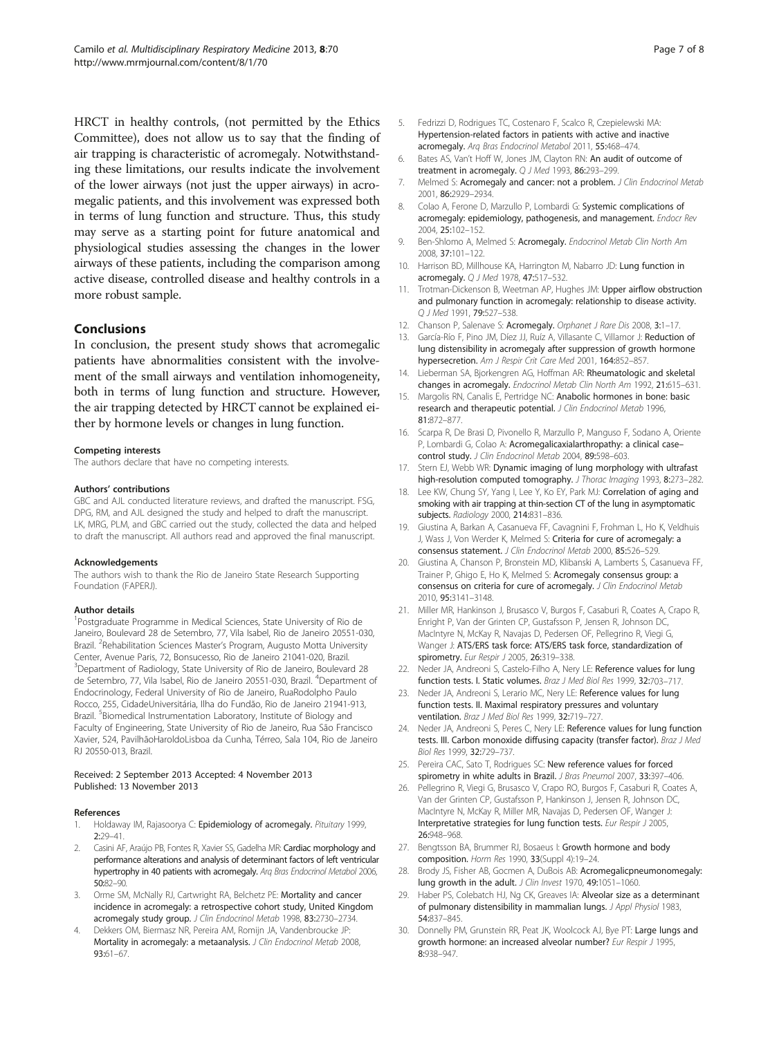HRCT in healthy controls, (not permitted by the Ethics Committee), does not allow us to say that the finding of air trapping is characteristic of acromegaly. Notwithstanding these limitations, our results indicate the involvement of the lower airways (not just the upper airways) in acromegalic patients, and this involvement was expressed both in terms of lung function and structure. Thus, this study may serve as a starting point for future anatomical and physiological studies assessing the changes in the lower airways of these patients, including the comparison among active disease, controlled disease and healthy controls in a more robust sample.

## Conclusions

In conclusion, the present study shows that acromegalic patients have abnormalities consistent with the involvement of the small airways and ventilation inhomogeneity, both in terms of lung function and structure. However, the air trapping detected by HRCT cannot be explained either by hormone levels or changes in lung function.

#### Competing interests

The authors declare that have no competing interests.

#### Authors' contributions

GBC and AJL conducted literature reviews, and drafted the manuscript. FSG, DPG, RM, and AJL designed the study and helped to draft the manuscript. LK, MRG, PLM, and GBC carried out the study, collected the data and helped to draft the manuscript. All authors read and approved the final manuscript.

#### Acknowledgements

The authors wish to thank the Rio de Janeiro State Research Supporting Foundation (FAPERJ).

#### Author details

[1]Postgraduate Programme in Medical Sciences, State University of Rio de Janeiro, Boulevard 28 de Setembro, 77, Vila Isabel, Rio de Janeiro 20551-030, Brazil. [2]Rehabilitation Sciences Master's Program, Augusto Motta University Center, Avenue Paris, 72, Bonsucesso, Rio de Janeiro 21041-020, Brazil. [3]Department of Radiology, State University of Rio de Janeiro, Boulevard 28 de Setembro, 77, Vila Isabel, Rio de Janeiro 20551-030, Brazil. [4]Department of Endocrinology, Federal University of Rio de Janeiro, RuaRodolpho Paulo Rocco, 255, CidadeUniversitária, Ilha do Fundão, Rio de Janeiro 21941-913, Brazil. [5]Biomedical Instrumentation Laboratory, Institute of Biology and Faculty of Engineering, State University of Rio de Janeiro, Rua São Francisco Xavier, 524, PavilhãoHaroldoLisboa da Cunha, Térreo, Sala 104, Rio de Janeiro RJ 20550-013, Brazil.

Received: 2 September 2013 Accepted: 4 November 2013
Published: 13 November 2013

#### References

1. Holdaway IM, Rajasoorya C: **Epidemiology of acromegaly.** *Pituitary* 1999, **2:**29–41.
2. Casini AF, Araújo PB, Fontes R, Xavier SS, Gadelha MR: **Cardiac morphology and performance alterations and analysis of determinant factors of left ventricular hypertrophy in 40 patients with acromegaly.** *Arq Bras Endocrinol Metabol* 2006, **50:**82–90.
3. Orme SM, McNally RJ, Cartwright RA, Belchetz PE: **Mortality and cancer incidence in acromegaly: a retrospective cohort study, United Kingdom acromegaly study group.** *J Clin Endocrinol Metab* 1998, **83:**2730–2734.
4. Dekkers OM, Biermasz NR, Pereira AM, Romijn JA, Vandenbroucke JP: **Mortality in acromegaly: a metaanalysis.** *J Clin Endocrinol Metab* 2008, **93:**61–67.
5. Fedrizzi D, Rodrigues TC, Costenaro F, Scalco R, Czepielewski MA: **Hypertension-related factors in patients with active and inactive acromegaly.** *Arq Bras Endocrinol Metabol* 2011, **55:**468–474.
6. Bates AS, Van't Hoff W, Jones JM, Clayton RN: **An audit of outcome of treatment in acromegaly.** *Q J Med* 1993, **86:**293–299.
7. Melmed S: **Acromegaly and cancer: not a problem.** *J Clin Endocrinol Metab* 2001, **86:**2929–2934.
8. Colao A, Ferone D, Marzullo P, Lombardi G: **Systemic complications of acromegaly: epidemiology, pathogenesis, and management.** *Endocr Rev* 2004, **25:**102–152.
9. Ben-Shlomo A, Melmed S: **Acromegaly.** *Endocrinol Metab Clin North Am* 2008, **37:**101–122.
10. Harrison BD, Millhouse KA, Harrington M, Nabarro JD: **Lung function in acromegaly.** *Q J Med* 1978, **47:**517–532.
11. Trotman-Dickenson B, Weetman AP, Hughes JM: **Upper airflow obstruction and pulmonary function in acromegaly: relationship to disease activity.** *Q J Med* 1991, **79:**527–538.
12. Chanson P, Salenave S: **Acromegaly.** *Orphanet J Rare Dis* 2008, **3:**1–17.
13. García-Río F, Pino JM, Díez JJ, Ruíz A, Villasante C, Villamor J: **Reduction of lung distensibility in acromegaly after suppression of growth hormone hypersecretion.** *Am J Respir Crit Care Med* 2001, **164:**852–857.
14. Lieberman SA, Bjorkengren AG, Hoffman AR: **Rheumatologic and skeletal changes in acromegaly.** *Endocrinol Metab Clin North Am* 1992, **21:**615–631.
15. Margolis RN, Canalis E, Pertridge NC: **Anabolic hormones in bone: basic research and therapeutic potential.** *J Clin Endocrinol Metab* 1996, **81:**872–877.
16. Scarpa R, De Brasi D, Pivonello R, Marzullo P, Manguso F, Sodano A, Oriente P, Lombardi G, Colao A: **Acromegalicaxialarthropathy: a clinical case–control study.** *J Clin Endocrinol Metab* 2004, **89:**598–603.
17. Stern EJ, Webb WR: **Dynamic imaging of lung morphology with ultrafast high-resolution computed tomography.** *J Thorac Imaging* 1993, **8:**273–282.
18. Lee KW, Chung SY, Yang I, Lee Y, Ko EY, Park MJ: **Correlation of aging and smoking with air trapping at thin-section CT of the lung in asymptomatic subjects.** *Radiology* 2000, **214:**831–836.
19. Giustina A, Barkan A, Casanueva FF, Cavagnini F, Frohman L, Ho K, Veldhuis J, Wass J, Von Werder K, Melmed S: **Criteria for cure of acromegaly: a consensus statement.** *J Clin Endocrinol Metab* 2000, **85:**526–529.
20. Giustina A, Chanson P, Bronstein MD, Klibanski A, Lamberts S, Casanueva FF, Trainer P, Ghigo E, Ho K, Melmed S: **Acromegaly consensus group: a consensus on criteria for cure of acromegaly.** *J Clin Endocrinol Metab* 2010, **95:**3141–3148.
21. Miller MR, Hankinson J, Brusasco V, Burgos F, Casaburi R, Coates A, Crapo R, Enright P, Van der Grinten CP, Gustafsson P, Jensen R, Johnson DC, MacIntyre N, McKay R, Navajas D, Pedersen OF, Pellegrino R, Viegi G, Wanger J: **ATS/ERS task force: ATS/ERS task force, standardization of spirometry.** *Eur Respir J* 2005, **26:**319–338.
22. Neder JA, Andreoni S, Castelo-Filho A, Nery LE: **Reference values for lung function tests. I. Static volumes.** *Braz J Med Biol Res* 1999, **32:**703–717.
23. Neder JA, Andreoni S, Lerario MC, Nery LE: **Reference values for lung function tests. II. Maximal respiratory pressures and voluntary ventilation.** *Braz J Med Biol Res* 1999, **32:**719–727.
24. Neder JA, Andreoni S, Peres C, Nery LE: **Reference values for lung function tests. III. Carbon monoxide diffusing capacity (transfer factor).** *Braz J Med Biol Res* 1999, **32:**729–737.
25. Pereira CAC, Sato T, Rodrigues SC: **New reference values for forced spirometry in white adults in Brazil.** *J Bras Pneumol* 2007, **33:**397–406.
26. Pellegrino R, Viegi G, Brusasco V, Crapo RO, Burgos F, Casaburi R, Coates A, Van der Grinten CP, Gustafsson P, Hankinson J, Jensen R, Johnson DC, MacIntyre N, McKay R, Miller MR, Navajas D, Pedersen OF, Wanger J: **Interpretative strategies for lung function tests.** *Eur Respir J* 2005, **26:**948–968.
27. Bengtsson BA, Brummer RJ, Bosaeus I: **Growth hormone and body composition.** *Horm Res* 1990, **33**(Suppl 4):19–24.
28. Brody JS, Fisher AB, Gocmen A, DuBois AB: **Acromegalicpneumonomegaly: lung growth in the adult.** *J Clin Invest* 1970, **49:**1051–1060.
29. Haber PS, Colebatch HJ, Ng CK, Greaves IA: **Alveolar size as a determinant of pulmonary distensibility in mammalian lungs.** *J Appl Physiol* 1983, **54:**837–845.
30. Donnelly PM, Grunstein RR, Peat JK, Woolcock AJ, Bye PT: **Large lungs and growth hormone: an increased alveolar number?** *Eur Respir J* 1995, **8:**938–947.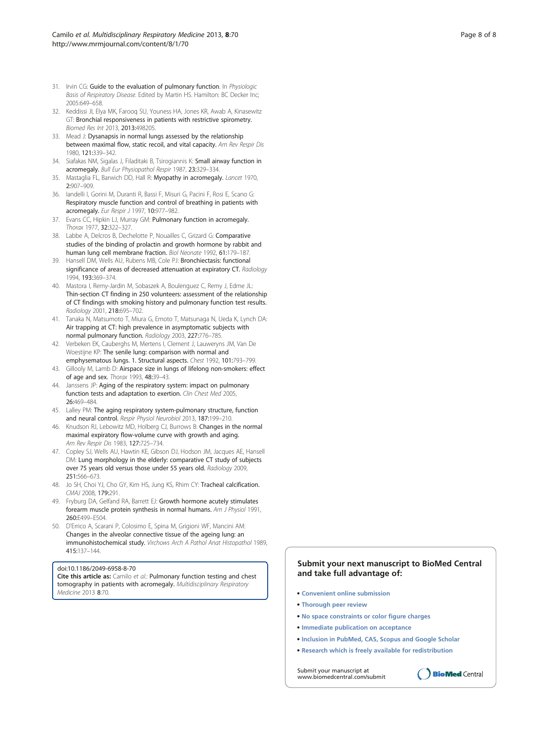31. Irvin CG: **Guide to the evaluation of pulmonary function**. In *Physiologic Basis of Respiratory Disease*. Edited by Martin HS. Hamilton: BC Decker Inc; 2005:649–658.
32. Keddissi JI, Elya MK, Farooq SU, Youness HA, Jones KR, Awab A, Kinasewitz GT: **Bronchial responsiveness in patients with restrictive spirometry.** *Biomed Res Int* 2013, **2013**:498205.
33. Mead J: **Dysanapsis in normal lungs assessed by the relationship between maximal flow, static recoil, and vital capacity.** *Am Rev Respir Dis* 1980, **121**:339–342.
34. Siafakas NM, Sigalas J, Filaditaki B, Tsirogiannis K: **Small airway function in acromegaly.** *Bull Eur Physiopathol Respir* 1987, **23**:329–334.
35. Mastaglia FL, Barwich DD, Hall R: **Myopathy in acromegaly.** *Lancet* 1970, **2**:907–909.
36. Iandelli I, Gorini M, Duranti R, Bassi F, Misuri G, Pacini F, Rosi E, Scano G: **Respiratory muscle function and control of breathing in patients with acromegaly.** *Eur Respir J* 1997, **10**:977–982.
37. Evans CC, Hipkin LJ, Murray GM: **Pulmonary function in acromegaly.** *Thorax* 1977, **32**:322–327.
38. Labbe A, Delcros B, Dechelotte P, Nouailles C, Grizard G: **Comparative studies of the binding of prolactin and growth hormone by rabbit and human lung cell membrane fraction.** *Biol Neonate* 1992, **61**:179–187.
39. Hansell DM, Wells AU, Rubens MB, Cole PJ: **Bronchiectasis: functional significance of areas of decreased attenuation at expiratory CT.** *Radiology* 1994, **193**:369–374.
40. Mastora I, Remy-Jardin M, Sobaszek A, Boulenguez C, Remy J, Edme JL: **Thin-section CT finding in 250 volunteers: assessment of the relationship of CT findings with smoking history and pulmonary function test results.** *Radiology* 2001, **218**:695–702.
41. Tanaka N, Matsumoto T, Miura G, Emoto T, Matsunaga N, Ueda K, Lynch DA: **Air trapping at CT: high prevalence in asymptomatic subjects with normal pulmonary function.** *Radiology* 2003, **227**:776–785.
42. Verbeken EK, Cauberghs M, Mertens I, Clement J, Lauweryns JM, Van De Woestijne KP: **The senile lung: comparison with normal and emphysematous lungs. 1. Structural aspects.** *Chest* 1992, **101**:793–799.
43. Gillooly M, Lamb D: **Airspace size in lungs of lifelong non-smokers: effect of age and sex.** *Thorax* 1993, **48**:39–43.
44. Janssens JP: **Aging of the respiratory system: impact on pulmonary function tests and adaptation to exertion.** *Clin Chest Med* 2005, **26**:469–484.
45. Lalley PM: **The aging respiratory system-pulmonary structure, function and neural control.** *Respir Physiol Neurobiol* 2013, **187**:199–210.
46. Knudson RJ, Lebowitz MD, Holberg CJ, Burrows B: **Changes in the normal maximal expiratory flow-volume curve with growth and aging.** *Am Rev Respir Dis* 1983, **127**:725–734.
47. Copley SJ, Wells AU, Hawtin KE, Gibson DJ, Hodson JM, Jacques AE, Hansell DM: **Lung morphology in the elderly: comparative CT study of subjects over 75 years old versus those under 55 years old.** *Radiology* 2009, **251**:566–673.
48. Jo SH, Choi YJ, Cho GY, Kim HS, Jung KS, Rhim CY: **Tracheal calcification.** *CMAJ* 2008, **179**:291.
49. Fryburg DA, Gelfand RA, Barrett EJ: **Growth hormone acutely stimulates forearm muscle protein synthesis in normal humans.** *Am J Physiol* 1991, **260**:E499–E504.
50. D'Errico A, Scarani P, Colosimo E, Spina M, Grigioni WF, Mancini AM: **Changes in the alveolar connective tissue of the ageing lung: an immunohistochemical study.** *Virchows Arch A Pathol Anat Histopathol* 1989, **415**:137–144.

doi:10.1186/2049-6958-8-70

**Cite this article as:** Camilo *et al.*: Pulmonary function testing and chest tomography in patients with acromegaly. *Multidisciplinary Respiratory Medicine* 2013 **8**:70.

**Submit your next manuscript to BioMed Central and take full advantage of:**

- **Convenient online submission**
- **Thorough peer review**
- **No space constraints or color figure charges**
- **Immediate publication on acceptance**
- **Inclusion in PubMed, CAS, Scopus and Google Scholar**
- **Research which is freely available for redistribution**

Submit your manuscript at www.biomedcentral.com/submit

BioMed Central